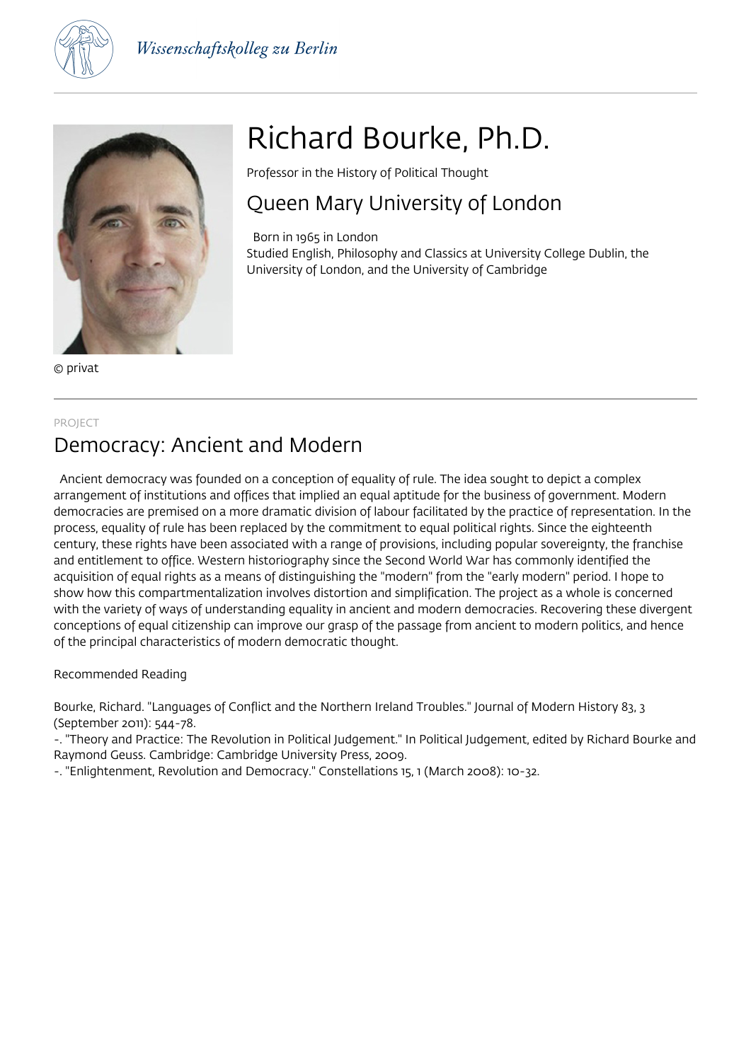Wissenschaftskolleg zu Berlin

# Richard Bourke, Ph.D.

Professor in the History of Political Thought

## Queen Mary University of London

Born in 1965 in London
Studied English, Philosophy and Classics at University College Dublin, the University of London, and the University of Cambridge

© privat

PROJECT

## Democracy: Ancient and Modern

Ancient democracy was founded on a conception of equality of rule. The idea sought to depict a complex arrangement of institutions and offices that implied an equal aptitude for the business of government. Modern democracies are premised on a more dramatic division of labour facilitated by the practice of representation. In the process, equality of rule has been replaced by the commitment to equal political rights. Since the eighteenth century, these rights have been associated with a range of provisions, including popular sovereignty, the franchise and entitlement to office. Western historiography since the Second World War has commonly identified the acquisition of equal rights as a means of distinguishing the "modern" from the "early modern" period. I hope to show how this compartmentalization involves distortion and simplification. The project as a whole is concerned with the variety of ways of understanding equality in ancient and modern democracies. Recovering these divergent conceptions of equal citizenship can improve our grasp of the passage from ancient to modern politics, and hence of the principal characteristics of modern democratic thought.

Recommended Reading

Bourke, Richard. "Languages of Conflict and the Northern Ireland Troubles." Journal of Modern History 83, 3 (September 2011): 544-78.
-. "Theory and Practice: The Revolution in Political Judgement." In Political Judgement, edited by Richard Bourke and Raymond Geuss. Cambridge: Cambridge University Press, 2009.
-. "Enlightenment, Revolution and Democracy." Constellations 15, 1 (March 2008): 10-32.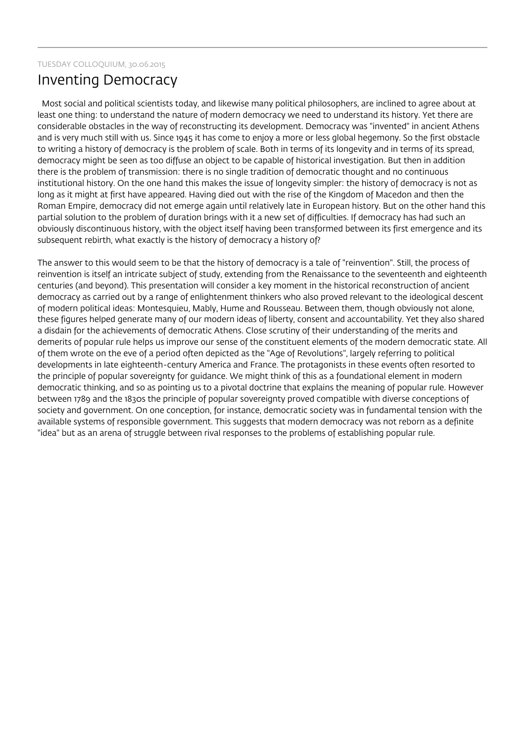TUESDAY COLLOQUIUM, 30.06.2015

# Inventing Democracy

Most social and political scientists today, and likewise many political philosophers, are inclined to agree about at least one thing: to understand the nature of modern democracy we need to understand its history. Yet there are considerable obstacles in the way of reconstructing its development. Democracy was "invented" in ancient Athens and is very much still with us. Since 1945 it has come to enjoy a more or less global hegemony. So the first obstacle to writing a history of democracy is the problem of scale. Both in terms of its longevity and in terms of its spread, democracy might be seen as too diffuse an object to be capable of historical investigation. But then in addition there is the problem of transmission: there is no single tradition of democratic thought and no continuous institutional history. On the one hand this makes the issue of longevity simpler: the history of democracy is not as long as it might at first have appeared. Having died out with the rise of the Kingdom of Macedon and then the Roman Empire, democracy did not emerge again until relatively late in European history. But on the other hand this partial solution to the problem of duration brings with it a new set of difficulties. If democracy has had such an obviously discontinuous history, with the object itself having been transformed between its first emergence and its subsequent rebirth, what exactly is the history of democracy a history of?

The answer to this would seem to be that the history of democracy is a tale of "reinvention". Still, the process of reinvention is itself an intricate subject of study, extending from the Renaissance to the seventeenth and eighteenth centuries (and beyond). This presentation will consider a key moment in the historical reconstruction of ancient democracy as carried out by a range of enlightenment thinkers who also proved relevant to the ideological descent of modern political ideas: Montesquieu, Mably, Hume and Rousseau. Between them, though obviously not alone, these figures helped generate many of our modern ideas of liberty, consent and accountability. Yet they also shared a disdain for the achievements of democratic Athens. Close scrutiny of their understanding of the merits and demerits of popular rule helps us improve our sense of the constituent elements of the modern democratic state. All of them wrote on the eve of a period often depicted as the "Age of Revolutions", largely referring to political developments in late eighteenth-century America and France. The protagonists in these events often resorted to the principle of popular sovereignty for guidance. We might think of this as a foundational element in modern democratic thinking, and so as pointing us to a pivotal doctrine that explains the meaning of popular rule. However between 1789 and the 1830s the principle of popular sovereignty proved compatible with diverse conceptions of society and government. On one conception, for instance, democratic society was in fundamental tension with the available systems of responsible government. This suggests that modern democracy was not reborn as a definite "idea" but as an arena of struggle between rival responses to the problems of establishing popular rule.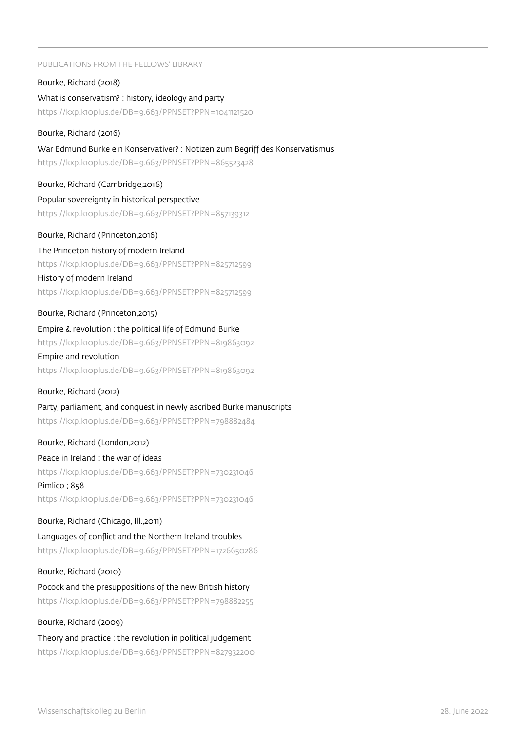PUBLICATIONS FROM THE FELLOWS' LIBRARY

Bourke, Richard (2018)

What is conservatism? : history, ideology and party

https://kxp.k10plus.de/DB=9.663/PPNSET?PPN=1041121520

Bourke, Richard (2016)

War Edmund Burke ein Konservativer? : Notizen zum Begriff des Konservatismus

https://kxp.k10plus.de/DB=9.663/PPNSET?PPN=865523428

Bourke, Richard (Cambridge,2016)

Popular sovereignty in historical perspective

https://kxp.k10plus.de/DB=9.663/PPNSET?PPN=857139312

Bourke, Richard (Princeton,2016)

The Princeton history of modern Ireland

https://kxp.k10plus.de/DB=9.663/PPNSET?PPN=825712599

History of modern Ireland

https://kxp.k10plus.de/DB=9.663/PPNSET?PPN=825712599

Bourke, Richard (Princeton,2015)

Empire & revolution : the political life of Edmund Burke

https://kxp.k10plus.de/DB=9.663/PPNSET?PPN=819863092

Empire and revolution

https://kxp.k10plus.de/DB=9.663/PPNSET?PPN=819863092

Bourke, Richard (2012)

Party, parliament, and conquest in newly ascribed Burke manuscripts

https://kxp.k10plus.de/DB=9.663/PPNSET?PPN=798882484

Bourke, Richard (London,2012)

Peace in Ireland : the war of ideas

https://kxp.k10plus.de/DB=9.663/PPNSET?PPN=730231046

Pimlico ; 858

https://kxp.k10plus.de/DB=9.663/PPNSET?PPN=730231046

Bourke, Richard (Chicago, Ill.,2011)

Languages of conflict and the Northern Ireland troubles

https://kxp.k10plus.de/DB=9.663/PPNSET?PPN=1726650286

Bourke, Richard (2010)

Pocock and the presuppositions of the new British history

https://kxp.k10plus.de/DB=9.663/PPNSET?PPN=798882255

Bourke, Richard (2009)

Theory and practice : the revolution in political judgement

https://kxp.k10plus.de/DB=9.663/PPNSET?PPN=827932200